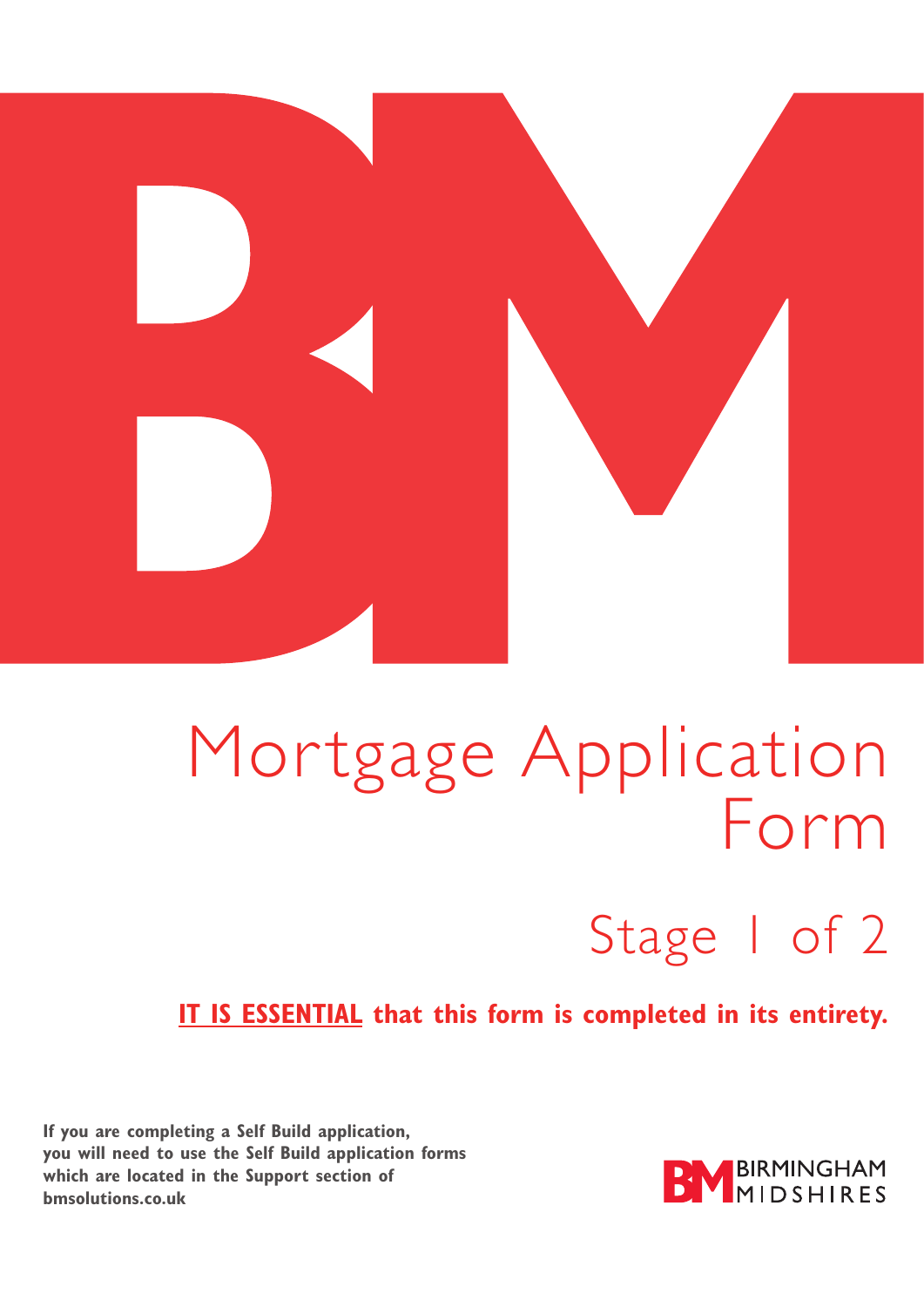# Mortgage Application Form

## Stage 1 of 2

**IT IS ESSENTIAL that this form is completed in its entirety.**

**If you are completing a Self Build application, you will need to use the Self Build application forms which are located in the Support section of bmsolutions.co.uk**

BIRMINGHAM MIDSHIRES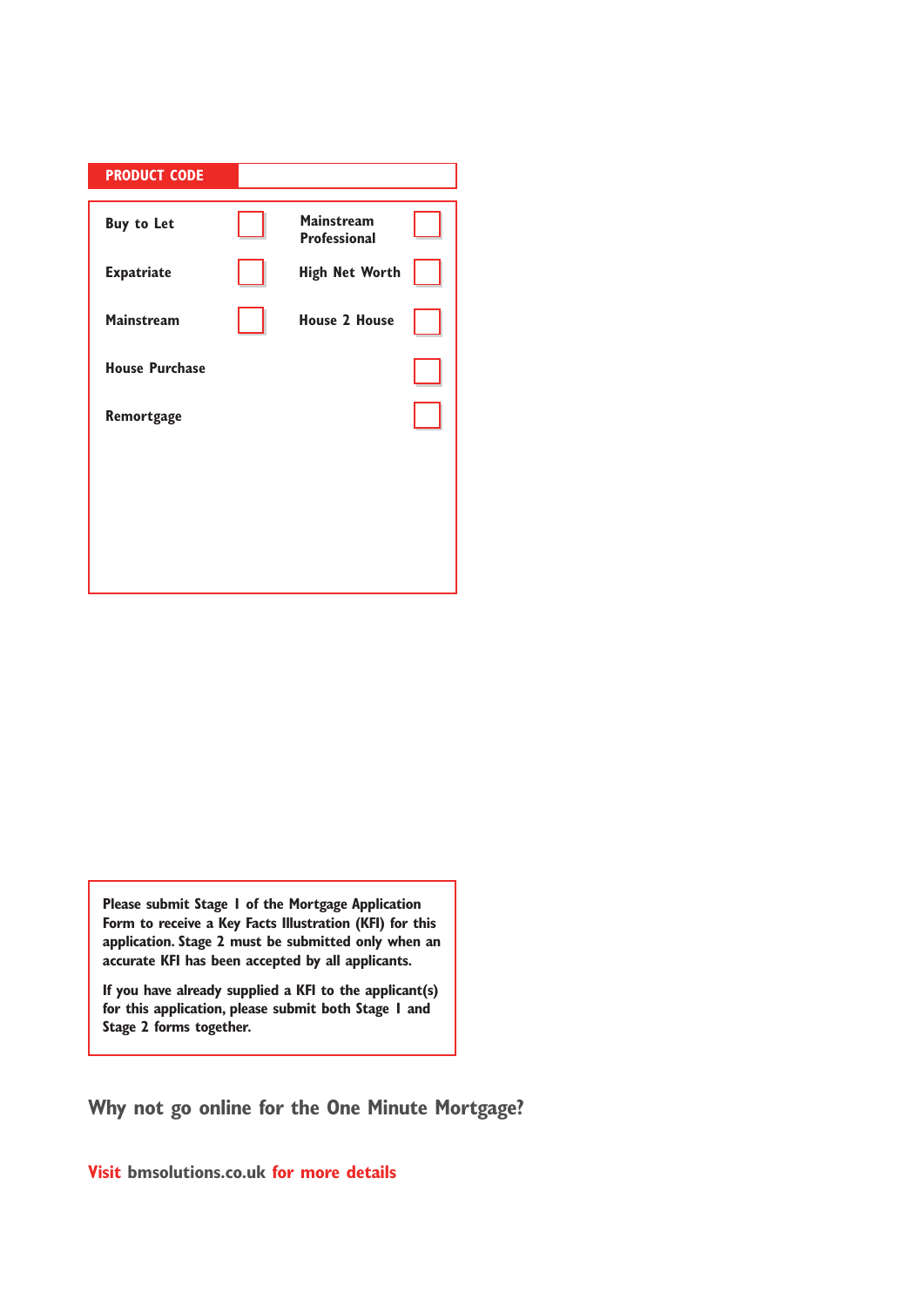| PRODUCT CODE | |
|---|---|

| | | | |
|---|---|---|---|
| Buy to Let | ☐ | Mainstream Professional | ☐ |
| Expatriate | ☐ | High Net Worth | ☐ |
| Mainstream | ☐ | House 2 House | ☐ |
| House Purchase | | | ☐ |
| Remortgage | | | ☐ |

**Please submit Stage 1 of the Mortgage Application Form to receive a Key Facts Illustration (KFI) for this application. Stage 2 must be submitted only when an accurate KFI has been accepted by all applicants.**

**If you have already supplied a KFI to the applicant(s) for this application, please submit both Stage 1 and Stage 2 forms together.**

## Why not go online for the One Minute Mortgage?

**Visit bmsolutions.co.uk for more details**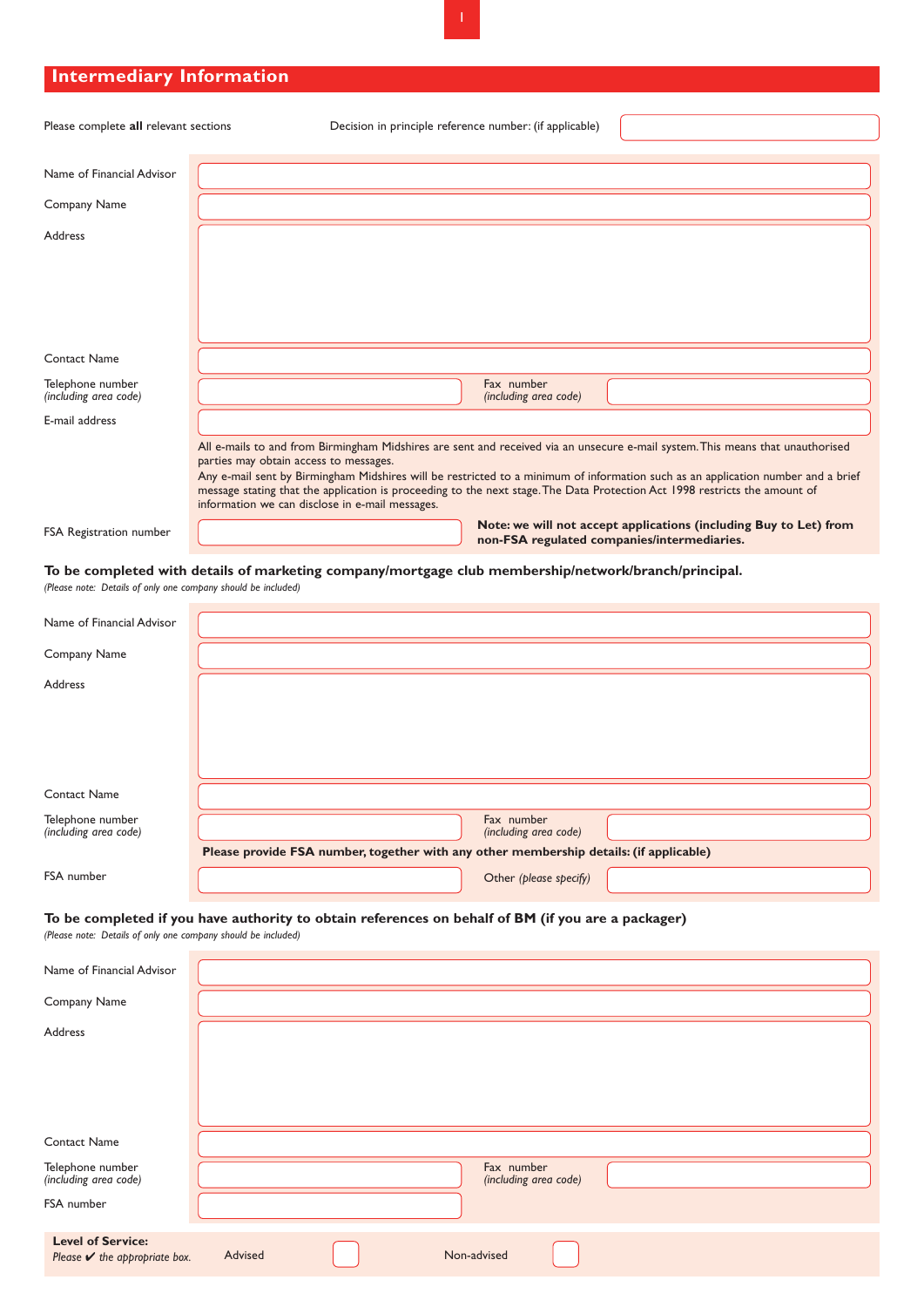## Intermediary Information

Please complete **all** relevant sections

Decision in principle reference number: (if applicable)

Name of Financial Advisor

Company Name

Address

Contact Name

Telephone number *(including area code)*

Fax number *(including area code)*

E-mail address

All e-mails to and from Birmingham Midshires are sent and received via an unsecure e-mail system. This means that unauthorised parties may obtain access to messages.
Any e-mail sent by Birmingham Midshires will be restricted to a minimum of information such as an application number and a brief message stating that the application is proceeding to the next stage. The Data Protection Act 1998 restricts the amount of information we can disclose in e-mail messages.

FSA Registration number

**Note: we will not accept applications (including Buy to Let) from non-FSA regulated companies/intermediaries.**

### To be completed with details of marketing company/mortgage club membership/network/branch/principal.

*(Please note: Details of only one company should be included)*

Name of Financial Advisor

Company Name

Address

Contact Name

Telephone number *(including area code)*

Fax number *(including area code)*

**Please provide FSA number, together with any other membership details: (if applicable)**

FSA number

Other *(please specify)*

### To be completed if you have authority to obtain references on behalf of BM (if you are a packager)

*(Please note: Details of only one company should be included)*

Name of Financial Advisor

Company Name

Address

Contact Name

Telephone number *(including area code)*

Fax number *(including area code)*

FSA number

**Level of Service:**
*Please ✔ the appropriate box.*

Advised ☐

Non-advised ☐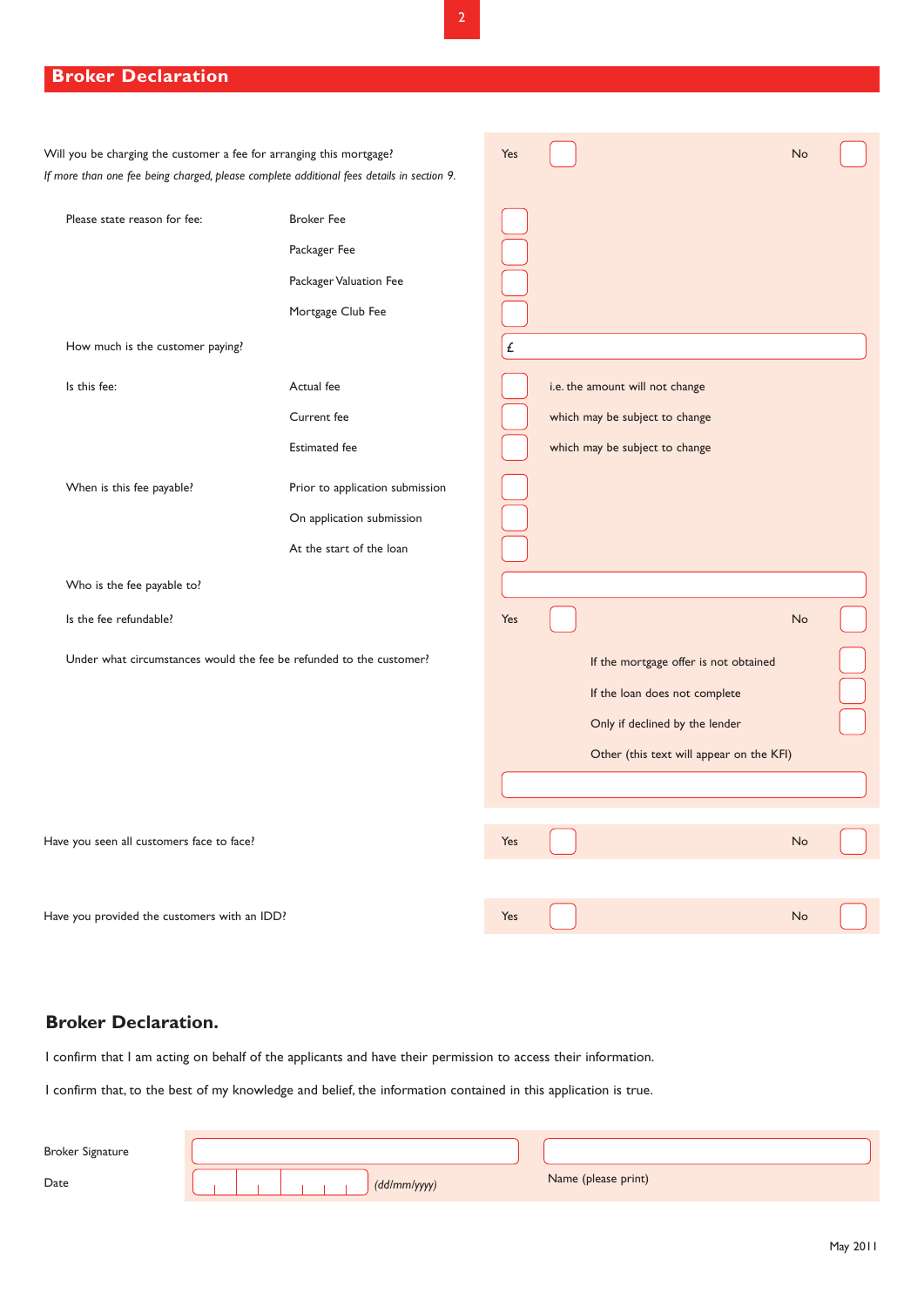## Broker Declaration

Will you be charging the customer a fee for arranging this mortgage? Yes ☐ No ☐

*If more than one fee being charged, please complete additional fees details in section 9.*

Please state reason for fee:

- Broker Fee ☐
- Packager Fee ☐
- Packager Valuation Fee ☐
- Mortgage Club Fee ☐

How much is the customer paying? £

Is this fee:

- Actual fee ☐ i.e. the amount will not change
- Current fee ☐ which may be subject to change
- Estimated fee ☐ which may be subject to change

When is this fee payable?

- Prior to application submission ☐
- On application submission ☐
- At the start of the loan ☐

Who is the fee payable to?

Is the fee refundable? Yes ☐ No ☐

Under what circumstances would the fee be refunded to the customer?

- If the mortgage offer is not obtained ☐
- If the loan does not complete ☐
- Only if declined by the lender ☐
- Other (this text will appear on the KFI)

Have you seen all customers face to face? Yes ☐ No ☐

Have you provided the customers with an IDD? Yes ☐ No ☐

## Broker Declaration.

I confirm that I am acting on behalf of the applicants and have their permission to access their information.

I confirm that, to the best of my knowledge and belief, the information contained in this application is true.

Broker Signature

Date (dd/mm/yyyy)

Name (please print)

May 2011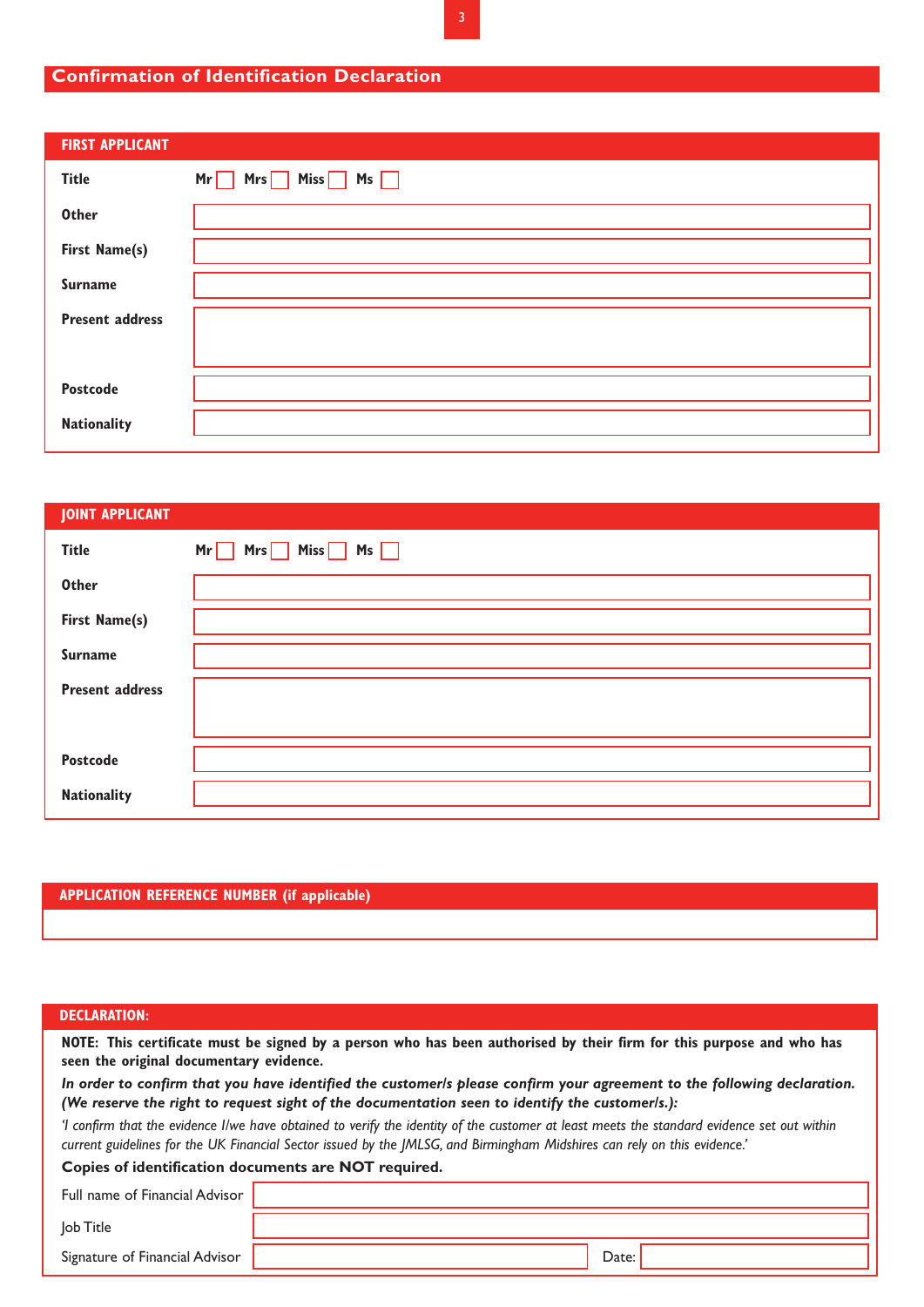## Confirmation of Identification Declaration

### FIRST APPLICANT

| | |
|---|---|
| **Title** | **Mr** ☐ **Mrs** ☐ **Miss** ☐ **Ms** ☐ |
| **Other** | |
| **First Name(s)** | |
| **Surname** | |
| **Present address** | |
| **Postcode** | |
| **Nationality** | |

### JOINT APPLICANT

| | |
|---|---|
| **Title** | **Mr** ☐ **Mrs** ☐ **Miss** ☐ **Ms** ☐ |
| **Other** | |
| **First Name(s)** | |
| **Surname** | |
| **Present address** | |
| **Postcode** | |
| **Nationality** | |

### APPLICATION REFERENCE NUMBER (if applicable)

### DECLARATION:

**NOTE: This certificate must be signed by a person who has been authorised by their firm for this purpose and who has seen the original documentary evidence.**

***In order to confirm that you have identified the customer/s please confirm your agreement to the following declaration. (We reserve the right to request sight of the documentation seen to identify the customer/s.):***

*'I confirm that the evidence I/we have obtained to verify the identity of the customer at least meets the standard evidence set out within current guidelines for the UK Financial Sector issued by the JMLSG, and Birmingham Midshires can rely on this evidence.'*

**Copies of identification documents are NOT required.**

| | |
|---|---|
| Full name of Financial Advisor | |
| Job Title | |
| Signature of Financial Advisor | Date: |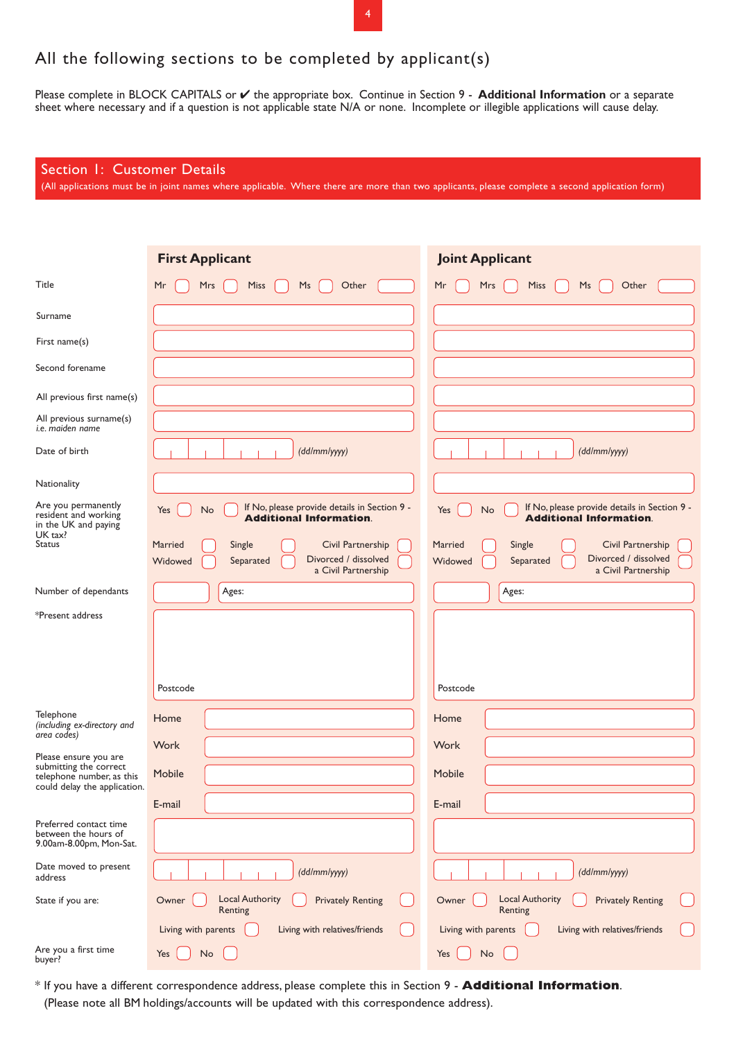# All the following sections to be completed by applicant(s)

Please complete in BLOCK CAPITALS or ✔ the appropriate box. Continue in Section 9 - **Additional Information** or a separate sheet where necessary and if a question is not applicable state N/A or none. Incomplete or illegible applications will cause delay.

## Section 1: Customer Details

(All applications must be in joint names where applicable. Where there are more than two applicants, please complete a second application form)

| | **First Applicant** | **Joint Applicant** |
|---|---|---|
| Title | Mr ☐ Mrs ☐ Miss ☐ Ms ☐ Other ☐ | Mr ☐ Mrs ☐ Miss ☐ Ms ☐ Other ☐ |
| Surname | | |
| First name(s) | | |
| Second forename | | |
| All previous first name(s) | | |
| All previous surname(s) *i.e. maiden name* | | |
| Date of birth | *(dd/mm/yyyy)* | *(dd/mm/yyyy)* |
| Nationality | | |
| Are you permanently resident and working in the UK and paying UK tax? | Yes ☐ No ☐ If No, please provide details in Section 9 - **Additional Information**. | Yes ☐ No ☐ If No, please provide details in Section 9 - **Additional Information**. |
| Status | Married ☐ Single ☐ Civil Partnership ☐ Widowed ☐ Separated ☐ Divorced / dissolved a Civil Partnership ☐ | Married ☐ Single ☐ Civil Partnership ☐ Widowed ☐ Separated ☐ Divorced / dissolved a Civil Partnership ☐ |
| Number of dependants | Ages: | Ages: |
| *Present address | Postcode | Postcode |
| Telephone *(including ex-directory and area codes)* Please ensure you are submitting the correct telephone number, as this could delay the application. | Home: Work: Mobile: E-mail: | Home: Work: Mobile: E-mail: |
| Preferred contact time between the hours of 9.00am-8.00pm, Mon-Sat. | | |
| Date moved to present address | *(dd/mm/yyyy)* | *(dd/mm/yyyy)* |
| State if you are: | Owner ☐ Local Authority Renting ☐ Privately Renting ☐ Living with parents ☐ Living with relatives/friends ☐ | Owner ☐ Local Authority Renting ☐ Privately Renting ☐ Living with parents ☐ Living with relatives/friends ☐ |
| Are you a first time buyer? | Yes ☐ No ☐ | Yes ☐ No ☐ |

\* If you have a different correspondence address, please complete this in Section 9 - **Additional Information**.
(Please note all BM holdings/accounts will be updated with this correspondence address).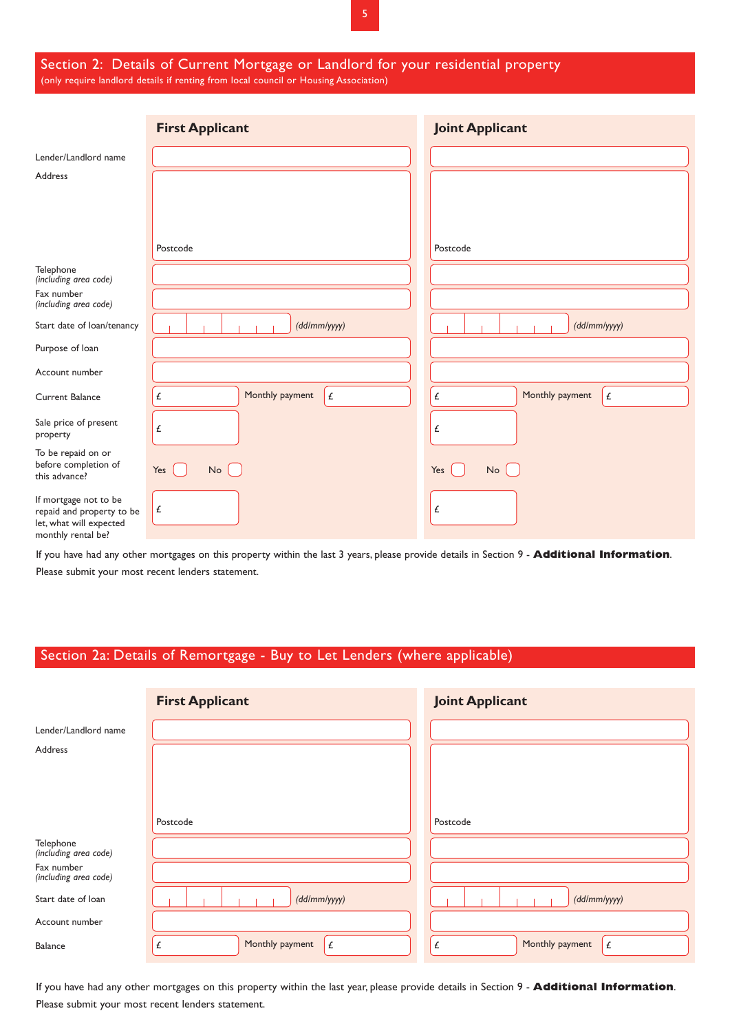## Section 2: Details of Current Mortgage or Landlord for your residential property

(only require landlord details if renting from local council or Housing Association)

| | First Applicant | | Joint Applicant | |
|---|---|---|---|---|
| Lender/Landlord name | | | | |
| Address | Postcode | | Postcode | |
| Telephone *(including area code)* | | | | |
| Fax number *(including area code)* | | | | |
| Start date of loan/tenancy | *(dd/mm/yyyy)* | | *(dd/mm/yyyy)* | |
| Purpose of loan | | | | |
| Account number | | | | |
| Current Balance | £ | Monthly payment £ | £ | Monthly payment £ |
| Sale price of present property | £ | | £ | |
| To be repaid on or before completion of this advance? | Yes ☐ No ☐ | | Yes ☐ No ☐ | |
| If mortgage not to be repaid and property to be let, what will expected monthly rental be? | £ | | £ | |

If you have had any other mortgages on this property within the last 3 years, please provide details in Section 9 - **Additional Information**.

Please submit your most recent lenders statement.

## Section 2a: Details of Remortgage - Buy to Let Lenders (where applicable)

| | First Applicant | | Joint Applicant | |
|---|---|---|---|---|
| Lender/Landlord name | | | | |
| Address | Postcode | | Postcode | |
| Telephone *(including area code)* | | | | |
| Fax number *(including area code)* | | | | |
| Start date of loan | *(dd/mm/yyyy)* | | *(dd/mm/yyyy)* | |
| Account number | | | | |
| Balance | £ | Monthly payment £ | £ | Monthly payment £ |

If you have had any other mortgages on this property within the last year, please provide details in Section 9 - **Additional Information**.

Please submit your most recent lenders statement.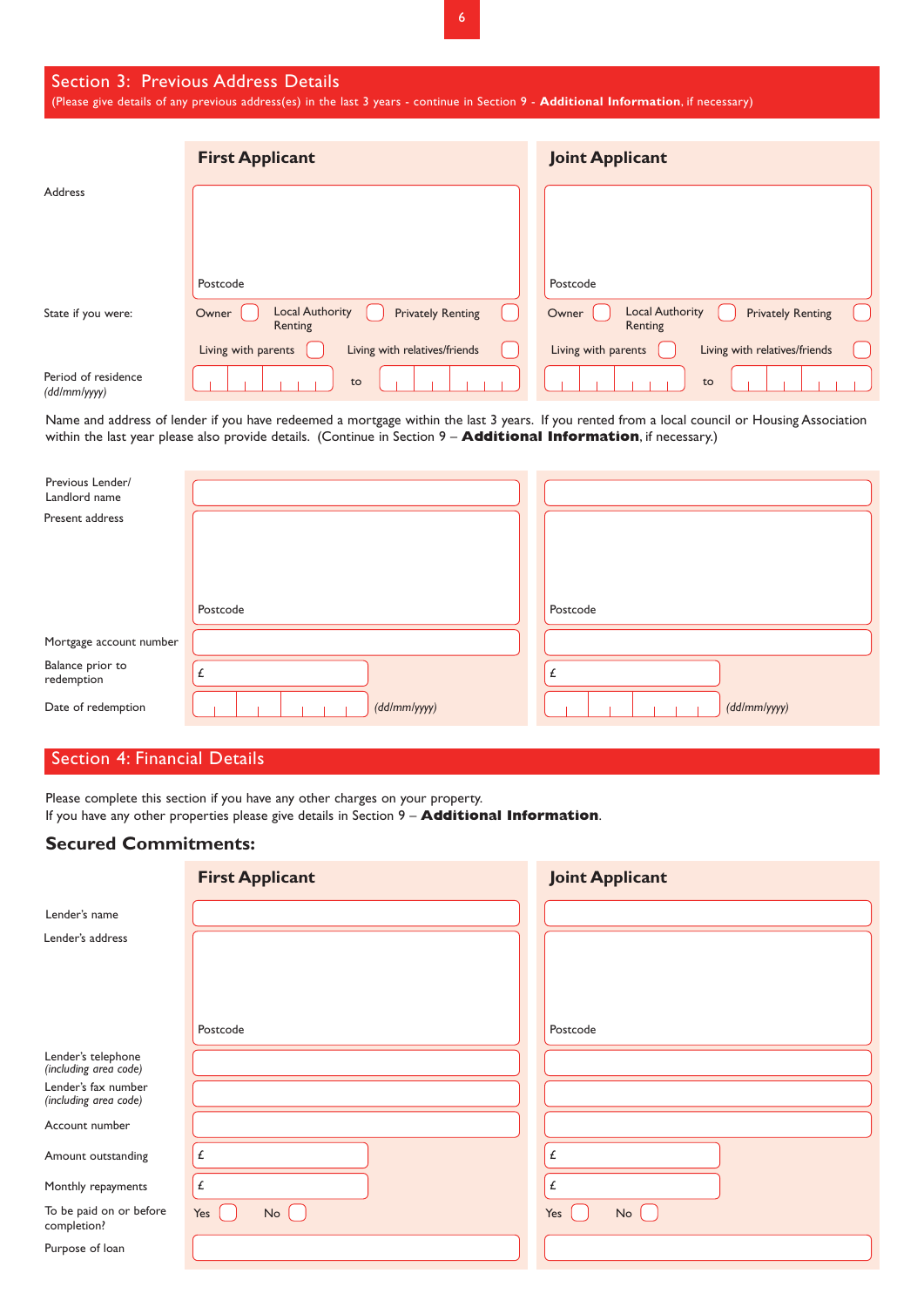## Section 3: Previous Address Details

(Please give details of any previous address(es) in the last 3 years - continue in Section 9 - **Additional Information**, if necessary)

| | First Applicant | Joint Applicant |
|---|---|---|
| Address | Postcode | Postcode |
| State if you were: | Owner ☐ Local Authority Renting ☐ Privately Renting ☐ Living with parents ☐ Living with relatives/friends ☐ | Owner ☐ Local Authority Renting ☐ Privately Renting ☐ Living with parents ☐ Living with relatives/friends ☐ |
| Period of residence *(dd/mm/yyyy)* | to | to |

Name and address of lender if you have redeemed a mortgage within the last 3 years. If you rented from a local council or Housing Association within the last year please also provide details. (Continue in Section 9 – **Additional Information**, if necessary.)

| | | |
|---|---|---|
| Previous Lender/ Landlord name | | |
| Present address | Postcode | Postcode |
| Mortgage account number | | |
| Balance prior to redemption | £ | £ |
| Date of redemption | *(dd/mm/yyyy)* | *(dd/mm/yyyy)* |

## Section 4: Financial Details

Please complete this section if you have any other charges on your property.
If you have any other properties please give details in Section 9 – **Additional Information**.

### Secured Commitments:

| | First Applicant | Joint Applicant |
|---|---|---|
| Lender's name | | |
| Lender's address | Postcode | Postcode |
| Lender's telephone *(including area code)* | | |
| Lender's fax number *(including area code)* | | |
| Account number | | |
| Amount outstanding | £ | £ |
| Monthly repayments | £ | £ |
| To be paid on or before completion? | Yes ☐ No ☐ | Yes ☐ No ☐ |
| Purpose of loan | | |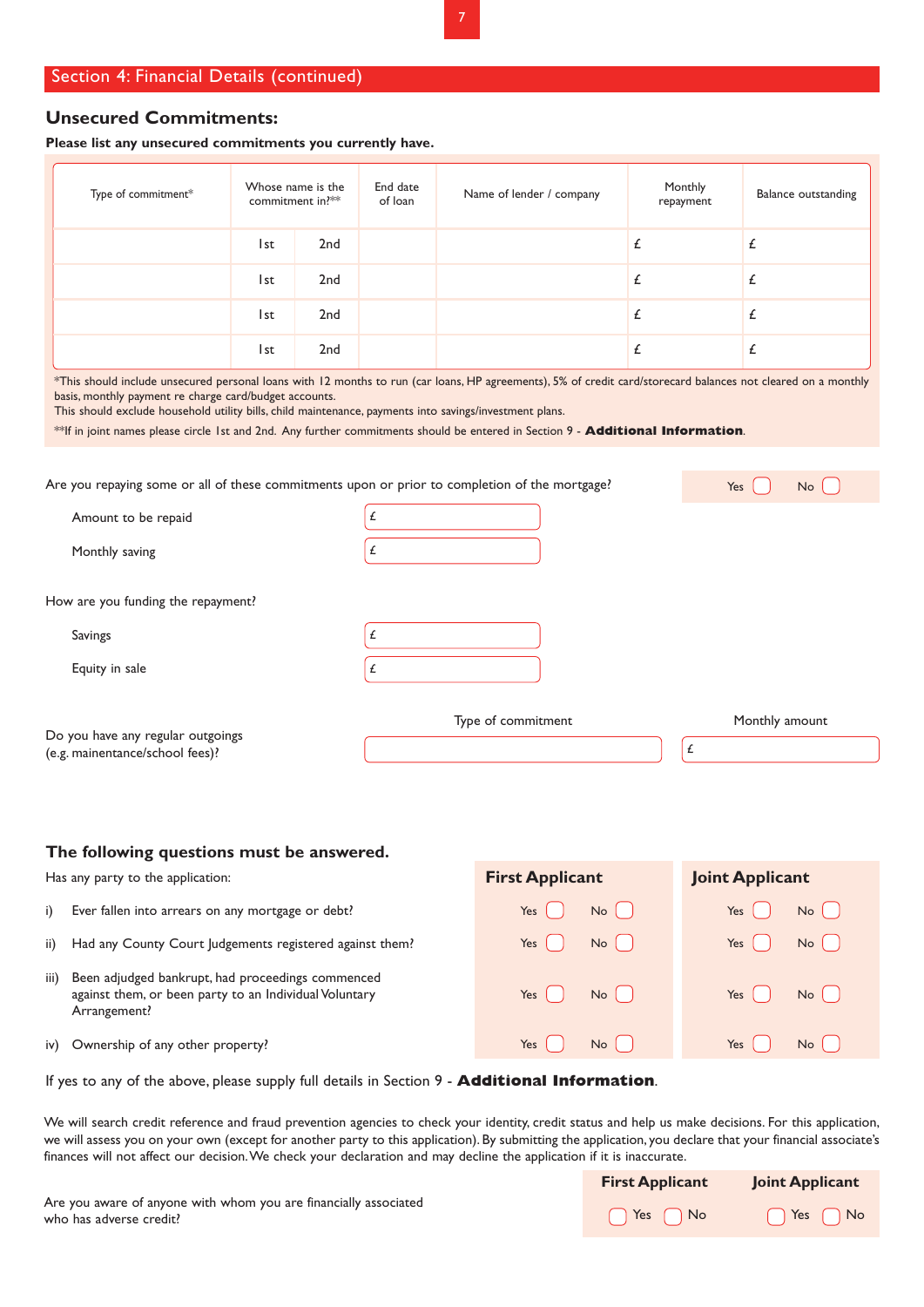## Section 4: Financial Details (continued)

### Unsecured Commitments:

**Please list any unsecured commitments you currently have.**

| Type of commitment* | Whose name is the commitment in?** | | End date of loan | Name of lender / company | Monthly repayment | Balance outstanding |
|---|---|---|---|---|---|---|
| | 1st | 2nd | | | £ | £ |
| | 1st | 2nd | | | £ | £ |
| | 1st | 2nd | | | £ | £ |
| | 1st | 2nd | | | £ | £ |

*This should include unsecured personal loans with 12 months to run (car loans, HP agreements), 5% of credit card/storecard balances not cleared on a monthly basis, monthly payment re charge card/budget accounts.
This should exclude household utility bills, child maintenance, payments into savings/investment plans.

**If in joint names please circle 1st and 2nd. Any further commitments should be entered in Section 9 - **Additional Information**.

Are you repaying some or all of these commitments upon or prior to completion of the mortgage? Yes ☐ No ☐

Amount to be repaid £

Monthly saving £

How are you funding the repayment?

Savings £

Equity in sale £

Do you have any regular outgoings (e.g. maintenance/school fees)? Type of commitment: ______ Monthly amount: £

### The following questions must be answered.

Has any party to the application:

| | First Applicant | Joint Applicant |
|---|---|---|
| i) Ever fallen into arrears on any mortgage or debt? | Yes ☐ No ☐ | Yes ☐ No ☐ |
| ii) Had any County Court Judgements registered against them? | Yes ☐ No ☐ | Yes ☐ No ☐ |
| iii) Been adjudged bankrupt, had proceedings commenced against them, or been party to an Individual Voluntary Arrangement? | Yes ☐ No ☐ | Yes ☐ No ☐ |
| iv) Ownership of any other property? | Yes ☐ No ☐ | Yes ☐ No ☐ |

If yes to any of the above, please supply full details in Section 9 - **Additional Information**.

We will search credit reference and fraud prevention agencies to check your identity, credit status and help us make decisions. For this application, we will assess you on your own (except for another party to this application). By submitting the application, you declare that your financial associate's finances will not affect our decision. We check your declaration and may decline the application if it is inaccurate.

| | First Applicant | Joint Applicant |
|---|---|---|
| Are you aware of anyone with whom you are financially associated who has adverse credit? | ☐ Yes ☐ No | ☐ Yes ☐ No |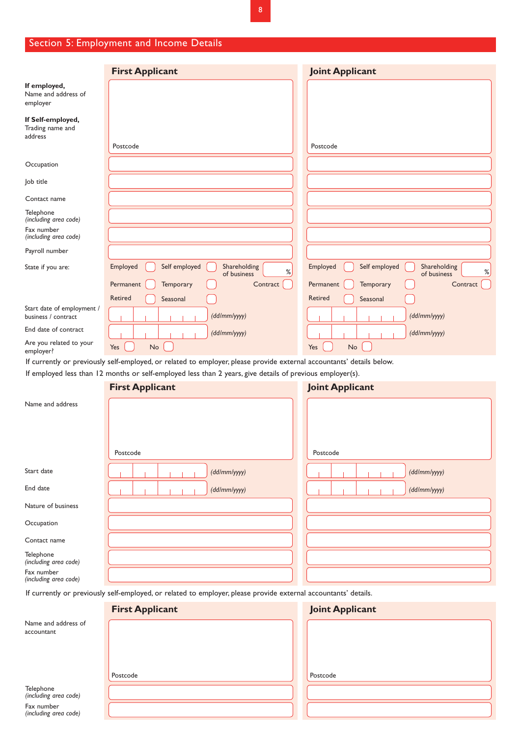## Section 5: Employment and Income Details

| | First Applicant | Joint Applicant |
|---|---|---|
| **If employed,** Name and address of employer<br>**If Self-employed,** Trading name and address | Postcode | Postcode |
| Occupation | | |
| Job title | | |
| Contact name | | |
| Telephone *(including area code)* | | |
| Fax number *(including area code)* | | |
| Payroll number | | |
| State if you are: | Employed ☐ Self employed ☐ Shareholding of business ___ %<br>Permanent ☐ Temporary ☐ Contract ☐<br>Retired ☐ Seasonal ☐ | Employed ☐ Self employed ☐ Shareholding of business ___ %<br>Permanent ☐ Temporary ☐ Contract ☐<br>Retired ☐ Seasonal ☐ |
| Start date of employment / business / contract | *(dd/mm/yyyy)* | *(dd/mm/yyyy)* |
| End date of contract | *(dd/mm/yyyy)* | *(dd/mm/yyyy)* |
| Are you related to your employer? | Yes ☐ No ☐ | Yes ☐ No ☐ |

If currently or previously self-employed, or related to employer, please provide external accountants' details below.

If employed less than 12 months or self-employed less than 2 years, give details of previous employer(s).

| | First Applicant | Joint Applicant |
|---|---|---|
| Name and address | Postcode | Postcode |
| Start date | *(dd/mm/yyyy)* | *(dd/mm/yyyy)* |
| End date | *(dd/mm/yyyy)* | *(dd/mm/yyyy)* |
| Nature of business | | |
| Occupation | | |
| Contact name | | |
| Telephone *(including area code)* | | |
| Fax number *(including area code)* | | |

If currently or previously self-employed, or related to employer, please provide external accountants' details.

| | First Applicant | Joint Applicant |
|---|---|---|
| Name and address of accountant | Postcode | Postcode |
| Telephone *(including area code)* | | |
| Fax number *(including area code)* | | |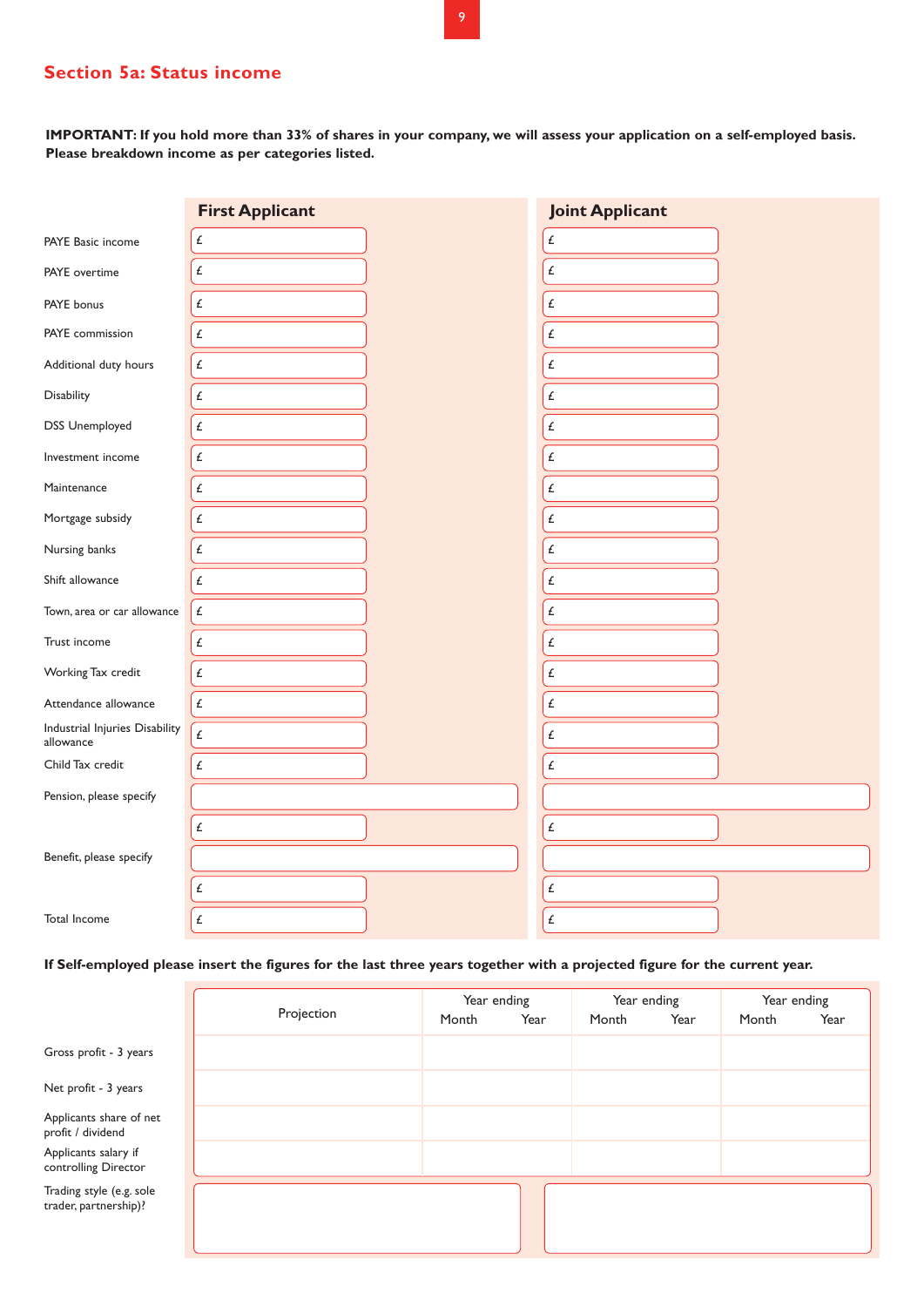## Section 5a: Status income

**IMPORTANT: If you hold more than 33% of shares in your company, we will assess your application on a self-employed basis. Please breakdown income as per categories listed.**

| | First Applicant | Joint Applicant |
|---|---|---|
| PAYE Basic income | £ | £ |
| PAYE overtime | £ | £ |
| PAYE bonus | £ | £ |
| PAYE commission | £ | £ |
| Additional duty hours | £ | £ |
| Disability | £ | £ |
| DSS Unemployed | £ | £ |
| Investment income | £ | £ |
| Maintenance | £ | £ |
| Mortgage subsidy | £ | £ |
| Nursing banks | £ | £ |
| Shift allowance | £ | £ |
| Town, area or car allowance | £ | £ |
| Trust income | £ | £ |
| Working Tax credit | £ | £ |
| Attendance allowance | £ | £ |
| Industrial Injuries Disability allowance | £ | £ |
| Child Tax credit | £ | £ |
| Pension, please specify | | |
| | £ | £ |
| Benefit, please specify | | |
| | £ | £ |
| Total Income | £ | £ |

**If Self-employed please insert the figures for the last three years together with a projected figure for the current year.**

| | Projection | Year ending Month | Year | Year ending Month | Year | Year ending Month | Year |
|---|---|---|---|---|---|---|---|
| Gross profit - 3 years | | | | | | | |
| Net profit - 3 years | | | | | | | |
| Applicants share of net profit / dividend | | | | | | | |
| Applicants salary if controlling Director | | | | | | | |

| | First Applicant | Joint Applicant |
|---|---|---|
| Trading style (e.g. sole trader, partnership)? | | |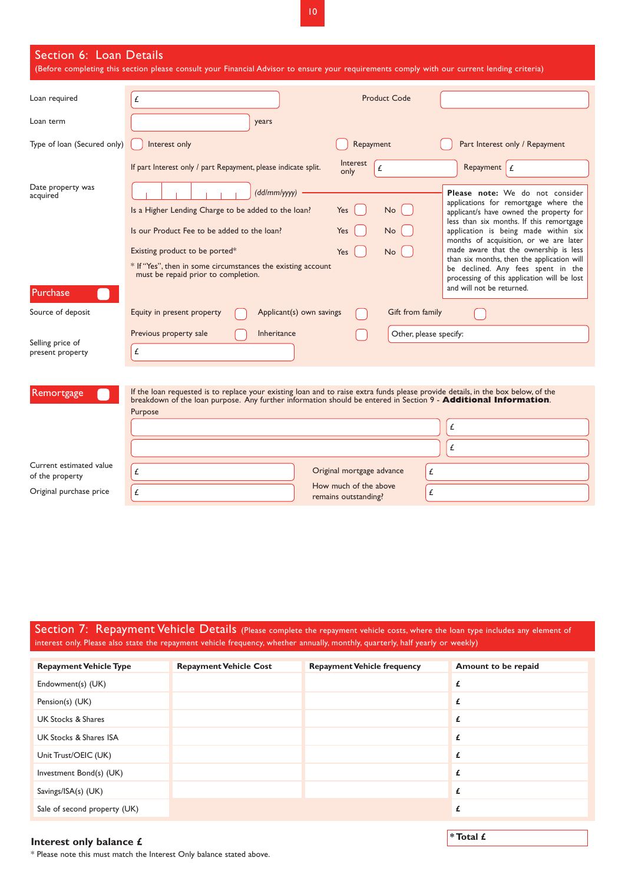## Section 6: Loan Details

(Before completing this section please consult your Financial Advisor to ensure your requirements comply with our current lending criteria)

Loan required £ ________ Product Code ________

Loan term ________ years

Type of loan (Secured only) ☐ Interest only ☐ Repayment ☐ Part Interest only / Repayment

If part Interest only / part Repayment, please indicate split. Interest only £ ________ Repayment £ ________

Date property was acquired ________ *(dd/mm/yyyy)*

**Please note:** We do not consider applications for remortgage where the applicant/s have owned the property for less than six months. If this remortgage application is being made within six months of acquisition, or we are later made aware that the ownership is less than six months, then the application will be declined. Any fees spent in the processing of this application will be lost and will not be returned.

Is a Higher Lending Charge to be added to the loan? Yes ☐ No ☐

Is our Product Fee to be added to the loan? Yes ☐ No ☐

Existing product to be ported* Yes ☐ No ☐

* If "Yes", then in some circumstances the existing account must be repaid prior to completion.

### Purchase ☐

Source of deposit: Equity in present property ☐ Applicant(s) own savings ☐ Gift from family ☐ Previous property sale ☐ Inheritance ☐ Other, please specify: ________

Selling price of present property £ ________

### Remortgage ☐

If the loan requested is to replace your existing loan and to raise extra funds please provide details, in the box below, of the breakdown of the loan purpose. Any further information should be entered in Section 9 - **Additional Information**.

Purpose

________ £ ________

________ £ ________

Current estimated value of the property £ ________ Original mortgage advance £ ________

Original purchase price £ ________ How much of the above remains outstanding? £ ________

## Section 7: Repayment Vehicle Details

(Please complete the repayment vehicle costs, where the loan type includes any element of interest only. Please also state the repayment vehicle frequency, whether annually, monthly, quarterly, half yearly or weekly)

| Repayment Vehicle Type | Repayment Vehicle Cost | Repayment Vehicle frequency | Amount to be repaid |
|---|---|---|---|
| Endowment(s) (UK) | | | £ |
| Pension(s) (UK) | | | £ |
| UK Stocks & Shares | | | £ |
| UK Stocks & Shares ISA | | | £ |
| Unit Trust/OEIC (UK) | | | £ |
| Investment Bond(s) (UK) | | | £ |
| Savings/ISA(s) (UK) | | | £ |
| Sale of second property (UK) | | | £ |

**Interest only balance £** **\*Total £**

* Please note this must match the Interest Only balance stated above.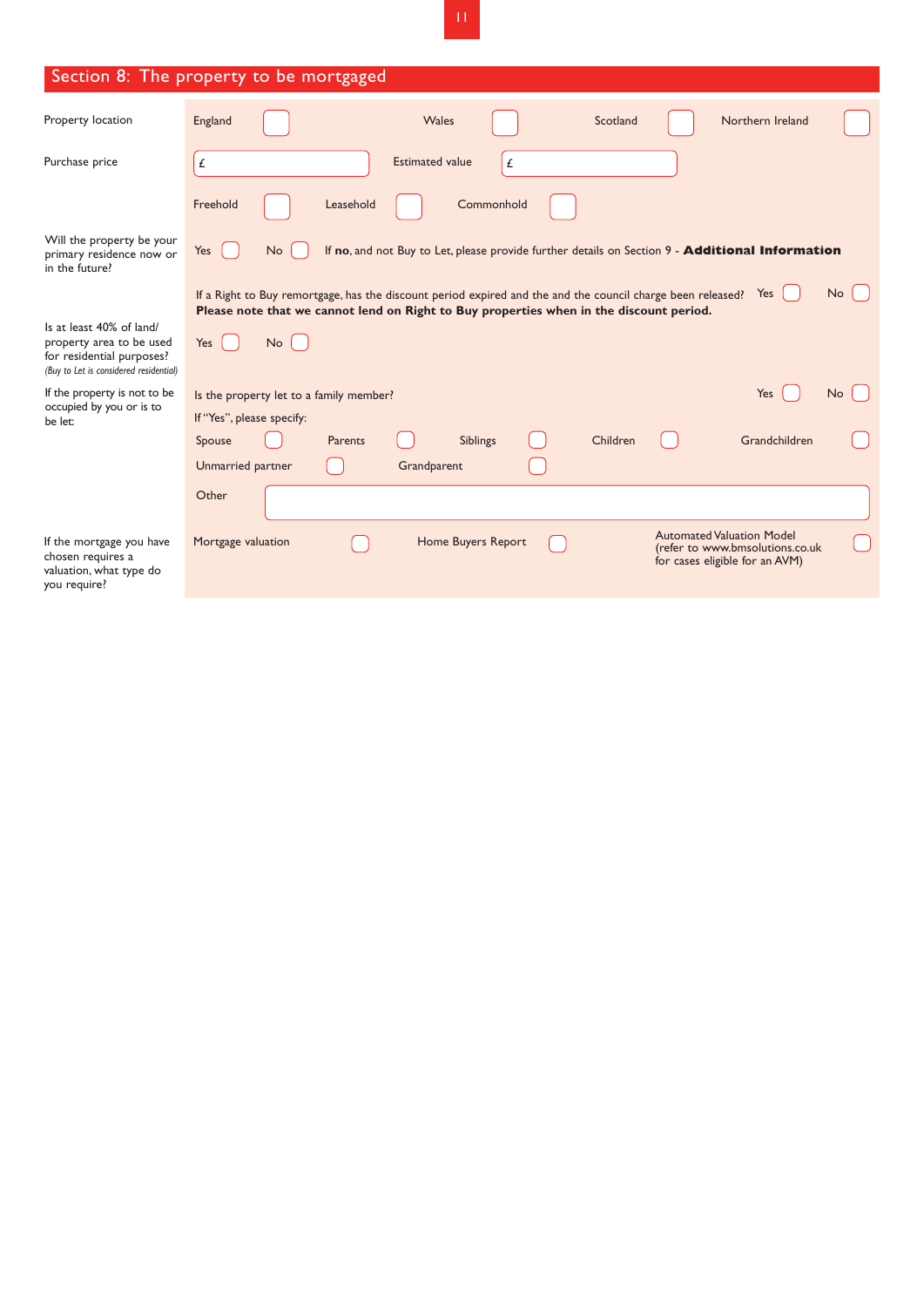## Section 8: The property to be mortgaged

| | |
|---|---|
| Property location | England ☐ Wales ☐ Scotland ☐ Northern Ireland ☐ |
| Purchase price | £ ______ Estimated value £ ______ |
| | Freehold ☐ Leasehold ☐ Commonhold ☐ |
| Will the property be your primary residence now or in the future? | Yes ☐ No ☐ If **no**, and not Buy to Let, please provide further details on Section 9 - **Additional Information** |
| | If a Right to Buy remortgage, has the discount period expired and the and the council charge been released? Yes ☐ No ☐<br>**Please note that we cannot lend on Right to Buy properties when in the discount period.** |
| Is at least 40% of land/ property area to be used for residential purposes?<br>*(Buy to Let is considered residential)* | Yes ☐ No ☐ |
| If the property is not to be occupied by you or is to be let: | Is the property let to a family member? Yes ☐ No ☐<br>If "Yes", please specify:<br>Spouse ☐ Parents ☐ Siblings ☐ Children ☐ Grandchildren ☐<br>Unmarried partner ☐ Grandparent ☐<br>Other ______ |
| If the mortgage you have chosen requires a valuation, what type do you require? | Mortgage valuation ☐ Home Buyers Report ☐ Automated Valuation Model (refer to www.bmsolutions.co.uk for cases eligible for an AVM) ☐ |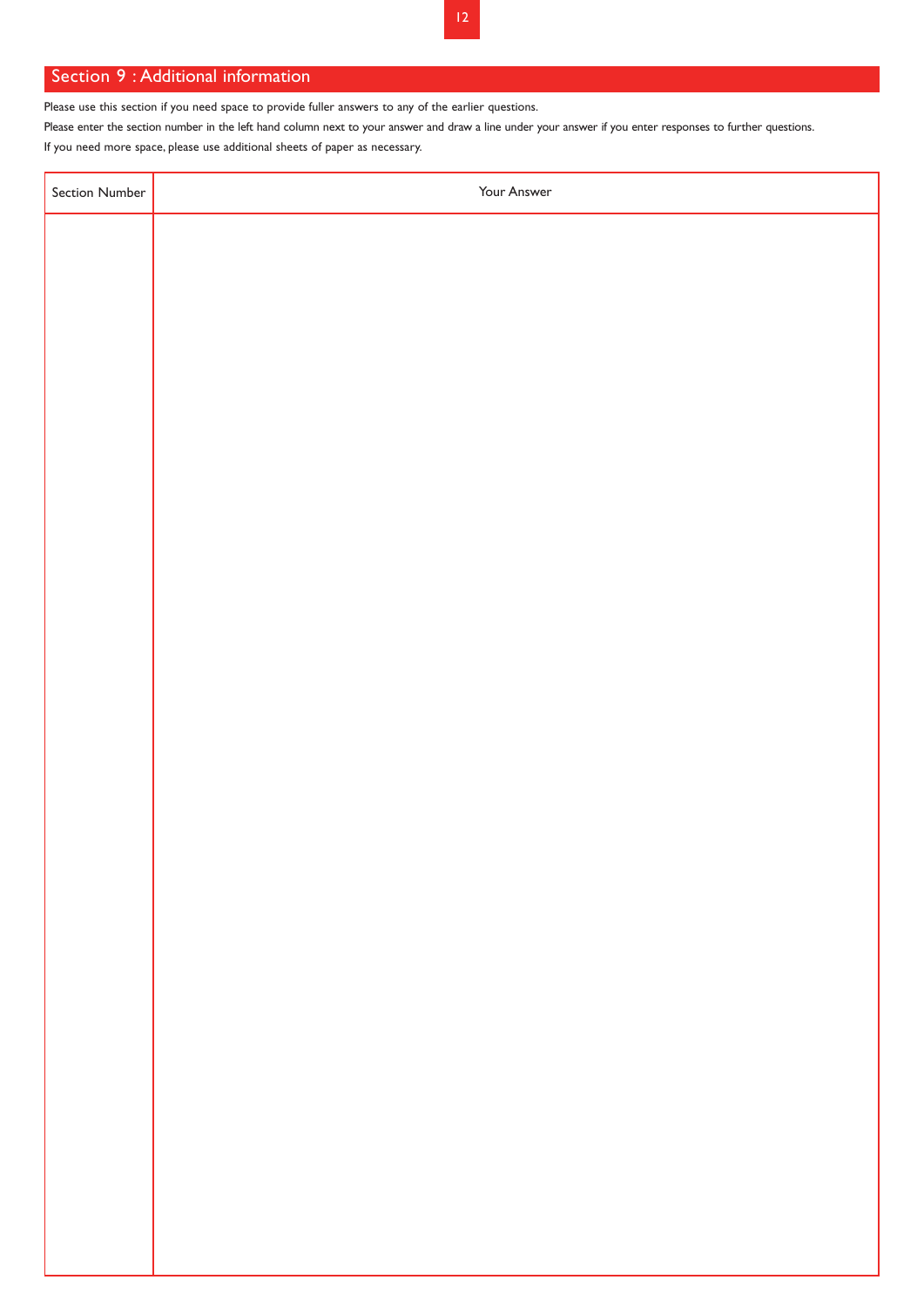## Section 9 : Additional information

Please use this section if you need space to provide fuller answers to any of the earlier questions.

Please enter the section number in the left hand column next to your answer and draw a line under your answer if you enter responses to further questions.

If you need more space, please use additional sheets of paper as necessary.

| Section Number | Your Answer |
|---|---|
| | |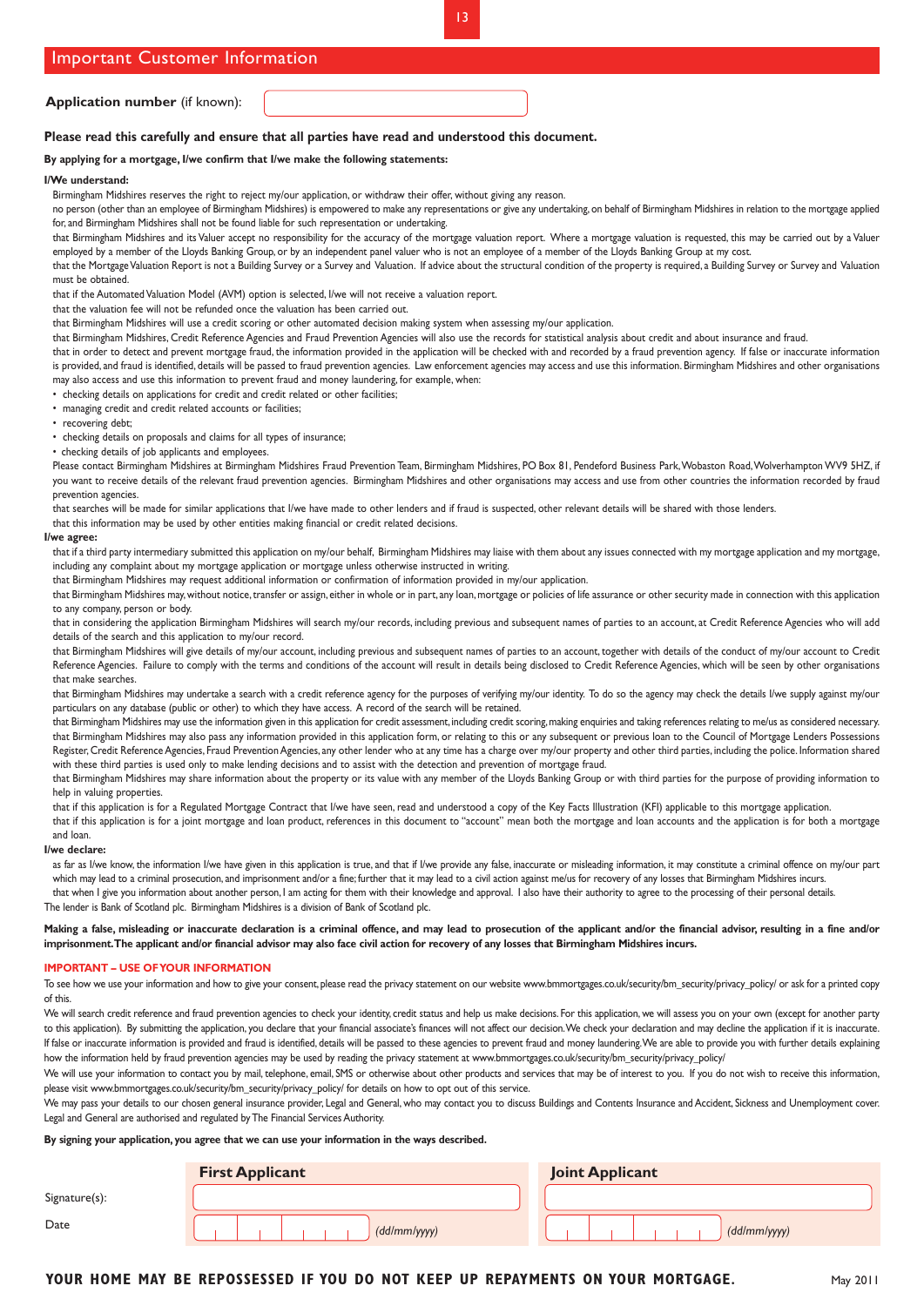## Important Customer Information

**Application number** (if known): ____________________

**Please read this carefully and ensure that all parties have read and understood this document.**

**By applying for a mortgage, I/we confirm that I/we make the following statements:**

**I/We understand:**

Birmingham Midshires reserves the right to reject my/our application, or withdraw their offer, without giving any reason.

no person (other than an employee of Birmingham Midshires) is empowered to make any representations or give any undertaking, on behalf of Birmingham Midshires in relation to the mortgage applied for, and Birmingham Midshires shall not be found liable for such representation or undertaking.

that Birmingham Midshires and its Valuer accept no responsibility for the accuracy of the mortgage valuation report. Where a mortgage valuation is requested, this may be carried out by a Valuer employed by a member of the Lloyds Banking Group, or by an independent panel valuer who is not an employee of a member of the Lloyds Banking Group at my cost.

that the Mortgage Valuation Report is not a Building Survey or a Survey and Valuation. If advice about the structural condition of the property is required, a Building Survey or Survey and Valuation must be obtained.

that if the Automated Valuation Model (AVM) option is selected, I/we will not receive a valuation report.

that the valuation fee will not be refunded once the valuation has been carried out.

that Birmingham Midshires will use a credit scoring or other automated decision making system when assessing my/our application.

that Birmingham Midshires, Credit Reference Agencies and Fraud Prevention Agencies will also use the records for statistical analysis about credit and about insurance and fraud.

that in order to detect and prevent mortgage fraud, the information provided in the application will be checked with and recorded by a fraud prevention agency. If false or inaccurate information is provided, and fraud is identified, details will be passed to fraud prevention agencies. Law enforcement agencies may access and use this information. Birmingham Midshires and other organisations may also access and use this information to prevent fraud and money laundering, for example, when:

- checking details on applications for credit and credit related or other facilities;
- managing credit and credit related accounts or facilities;
- recovering debt;
- checking details on proposals and claims for all types of insurance;
- checking details of job applicants and employees.

Please contact Birmingham Midshires at Birmingham Midshires Fraud Prevention Team, Birmingham Midshires, PO Box 81, Pendeford Business Park, Wobaston Road, Wolverhampton WV9 5HZ, if you want to receive details of the relevant fraud prevention agencies. Birmingham Midshires and other organisations may access and use from other countries the information recorded by fraud prevention agencies.

that searches will be made for similar applications that I/we have made to other lenders and if fraud is suspected, other relevant details will be shared with those lenders.

that this information may be used by other entities making financial or credit related decisions.

**I/we agree:**

that if a third party intermediary submitted this application on my/our behalf, Birmingham Midshires may liaise with them about any issues connected with my mortgage application and my mortgage, including any complaint about my mortgage application or mortgage unless otherwise instructed in writing.

that Birmingham Midshires may request additional information or confirmation of information provided in my/our application.

that Birmingham Midshires may, without notice, transfer or assign, either in whole or in part, any loan, mortgage or policies of life assurance or other security made in connection with this application to any company, person or body.

that in considering the application Birmingham Midshires will search my/our records, including previous and subsequent names of parties to an account, at Credit Reference Agencies who will add details of the search and this application to my/our record.

that Birmingham Midshires will give details of my/our account, including previous and subsequent names of parties to an account, together with details of the conduct of my/our account to Credit Reference Agencies. Failure to comply with the terms and conditions of the account will result in details being disclosed to Credit Reference Agencies, which will be seen by other organisations that make searches.

that Birmingham Midshires may undertake a search with a credit reference agency for the purposes of verifying my/our identity. To do so the agency may check the details I/we supply against my/our particulars on any database (public or other) to which they have access. A record of the search will be retained.

that Birmingham Midshires may use the information given in this application for credit assessment, including credit scoring, making enquiries and taking references relating to me/us as considered necessary.

that Birmingham Midshires may also pass any information provided in this application form, or relating to this or any subsequent or previous loan to the Council of Mortgage Lenders Possessions Register, Credit Reference Agencies, Fraud Prevention Agencies, any other lender who at any time has a charge over my/our property and other third parties, including the police. Information shared with these third parties is used only to make lending decisions and to assist with the detection and prevention of mortgage fraud.

that Birmingham Midshires may share information about the property or its value with any member of the Lloyds Banking Group or with third parties for the purpose of providing information to help in valuing properties.

that if this application is for a Regulated Mortgage Contract that I/we have seen, read and understood a copy of the Key Facts Illustration (KFI) applicable to this mortgage application.

that if this application is for a joint mortgage and loan product, references in this document to "account" mean both the mortgage and loan accounts and the application is for both a mortgage and loan.

**I/we declare:**

as far as I/we know, the information I/we have given in this application is true, and that if I/we provide any false, inaccurate or misleading information, it may constitute a criminal offence on my/our part which may lead to a criminal prosecution, and imprisonment and/or a fine; further that it may lead to a civil action against me/us for recovery of any losses that Birmingham Midshires incurs.

that when I give you information about another person, I am acting for them with their knowledge and approval. I also have their authority to agree to the processing of their personal details.

The lender is Bank of Scotland plc. Birmingham Midshires is a division of Bank of Scotland plc.

**Making a false, misleading or inaccurate declaration is a criminal offence, and may lead to prosecution of the applicant and/or the financial advisor, resulting in a fine and/or imprisonment. The applicant and/or financial advisor may also face civil action for recovery of any losses that Birmingham Midshires incurs.**

**IMPORTANT – USE OF YOUR INFORMATION**

To see how we use your information and how to give your consent, please read the privacy statement on our website www.bmmortgages.co.uk/security/bm_security/privacy_policy/ or ask for a printed copy of this.

We will search credit reference and fraud prevention agencies to check your identity, credit status and help us make decisions. For this application, we will assess you on your own (except for another party to this application). By submitting the application, you declare that your financial associate's finances will not affect our decision. We check your declaration and may decline the application if it is inaccurate. If false or inaccurate information is provided and fraud is identified, details will be passed to these agencies to prevent fraud and money laundering. We are able to provide you with further details explaining how the information held by fraud prevention agencies may be used by reading the privacy statement at www.bmmortgages.co.uk/security/bm_security/privacy_policy/

We will use your information to contact you by mail, telephone, email, SMS or otherwise about other products and services that may be of interest to you. If you do not wish to receive this information, please visit www.bmmortgages.co.uk/security/bm_security/privacy_policy/ for details on how to opt out of this service.

We may pass your details to our chosen general insurance provider, Legal and General, who may contact you to discuss Buildings and Contents Insurance and Accident, Sickness and Unemployment cover. Legal and General are authorised and regulated by The Financial Services Authority.

**By signing your application, you agree that we can use your information in the ways described.**

| | First Applicant | Joint Applicant |
|---|---|---|
| Signature(s): | | |
| Date | (dd/mm/yyyy) | (dd/mm/yyyy) |

**YOUR HOME MAY BE REPOSSESSED IF YOU DO NOT KEEP UP REPAYMENTS ON YOUR MORTGAGE.**

May 2011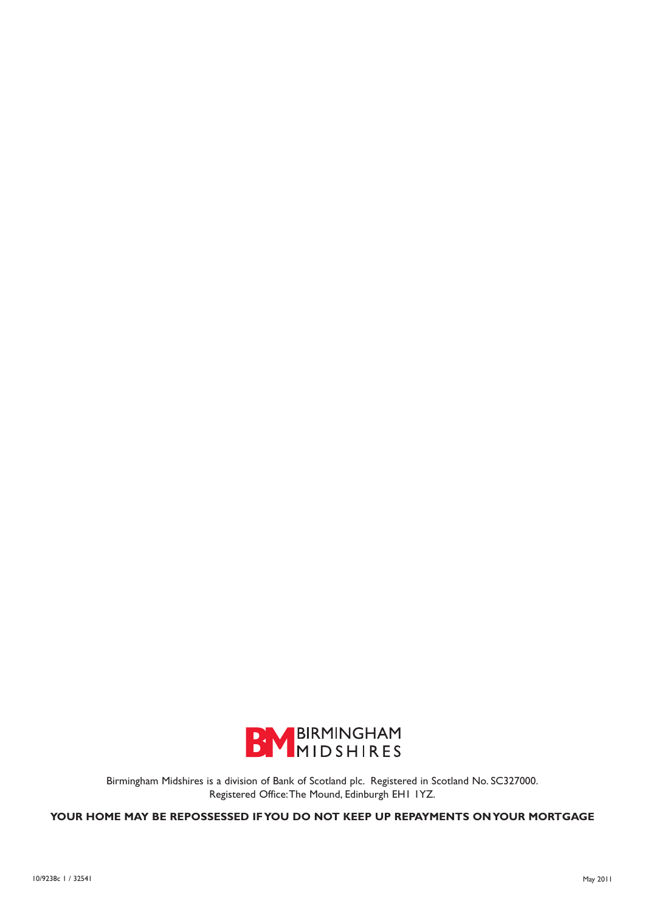BIRMINGHAM MIDSHIRES

Birmingham Midshires is a division of Bank of Scotland plc. Registered in Scotland No. SC327000.
Registered Office: The Mound, Edinburgh EH1 1YZ.

**YOUR HOME MAY BE REPOSSESSED IF YOU DO NOT KEEP UP REPAYMENTS ON YOUR MORTGAGE**

10/9238c 1 / 32541

May 2011